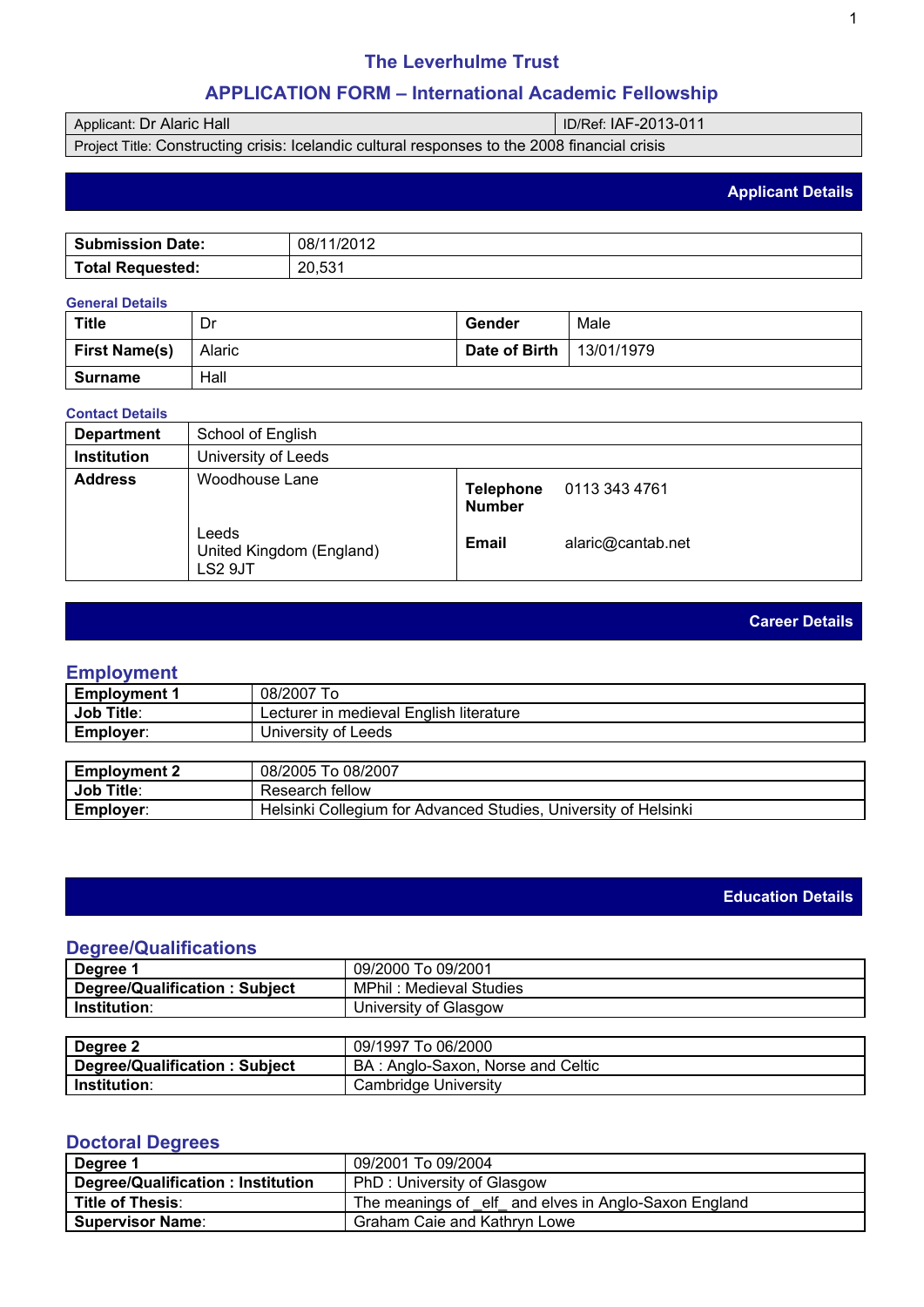# The Leverhulme Trust

## APPLICATION FORM – International Academic Fellowship

| Applicant: Dr Alaric Hall | ID/Ref: IAF-2013-011 |
|---|---|
| Project Title: Constructing crisis: Icelandic cultural responses to the 2008 financial crisis | |

## Applicant Details

| **Submission Date:** | 08/11/2012 |
|---|---|
| **Total Requested:** | 20,531 |

### General Details

| **Title** | Dr | **Gender** | Male |
|---|---|---|---|
| **First Name(s)** | Alaric | **Date of Birth** | 13/01/1979 |
| **Surname** | Hall | | |

### Contact Details

| **Department** | School of English | | |
|---|---|---|---|
| **Institution** | University of Leeds | | |
| **Address** | Woodhouse Lane<br><br>Leeds<br>United Kingdom (England)<br>LS2 9JT | **Telephone Number**<br><br>**Email** | 0113 343 4761<br><br>alaric@cantab.net |

## Career Details

### Employment

| **Employment 1** | 08/2007 To |
|---|---|
| **Job Title**: | Lecturer in medieval English literature |
| **Employer**: | University of Leeds |

| **Employment 2** | 08/2005 To 08/2007 |
|---|---|
| **Job Title**: | Research fellow |
| **Employer**: | Helsinki Collegium for Advanced Studies, University of Helsinki |

## Education Details

### Degree/Qualifications

| **Degree 1** | 09/2000 To 09/2001 |
|---|---|
| **Degree/Qualification : Subject** | MPhil : Medieval Studies |
| **Institution**: | University of Glasgow |

| **Degree 2** | 09/1997 To 06/2000 |
|---|---|
| **Degree/Qualification : Subject** | BA : Anglo-Saxon, Norse and Celtic |
| **Institution**: | Cambridge University |

### Doctoral Degrees

| **Degree 1** | 09/2001 To 09/2004 |
|---|---|
| **Degree/Qualification : Institution** | PhD : University of Glasgow |
| **Title of Thesis**: | The meanings of _elf_ and elves in Anglo-Saxon England |
| **Supervisor Name**: | Graham Caie and Kathryn Lowe |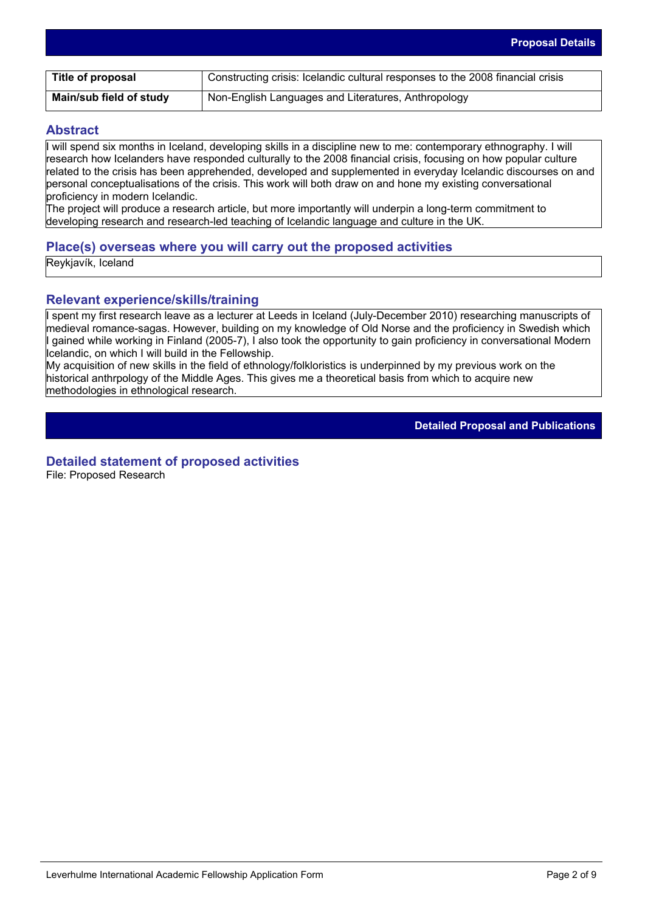## Proposal Details

| Title of proposal | Constructing crisis: Icelandic cultural responses to the 2008 financial crisis |
| --- | --- |
| Main/sub field of study | Non-English Languages and Literatures, Anthropology |

### Abstract

I will spend six months in Iceland, developing skills in a discipline new to me: contemporary ethnography. I will research how Icelanders have responded culturally to the 2008 financial crisis, focusing on how popular culture related to the crisis has been apprehended, developed and supplemented in everyday Icelandic discourses on and personal conceptualisations of the crisis. This work will both draw on and hone my existing conversational proficiency in modern Icelandic.

The project will produce a research article, but more importantly will underpin a long-term commitment to developing research and research-led teaching of Icelandic language and culture in the UK.

### Place(s) overseas where you will carry out the proposed activities

Reykjavík, Iceland

### Relevant experience/skills/training

I spent my first research leave as a lecturer at Leeds in Iceland (July-December 2010) researching manuscripts of medieval romance-sagas. However, building on my knowledge of Old Norse and the proficiency in Swedish which I gained while working in Finland (2005-7), I also took the opportunity to gain proficiency in conversational Modern Icelandic, on which I will build in the Fellowship.

My acquisition of new skills in the field of ethnology/folkloristics is underpinned by my previous work on the historical anthrpology of the Middle Ages. This gives me a theoretical basis from which to acquire new methodologies in ethnological research.

## Detailed Proposal and Publications

### Detailed statement of proposed activities

File: Proposed Research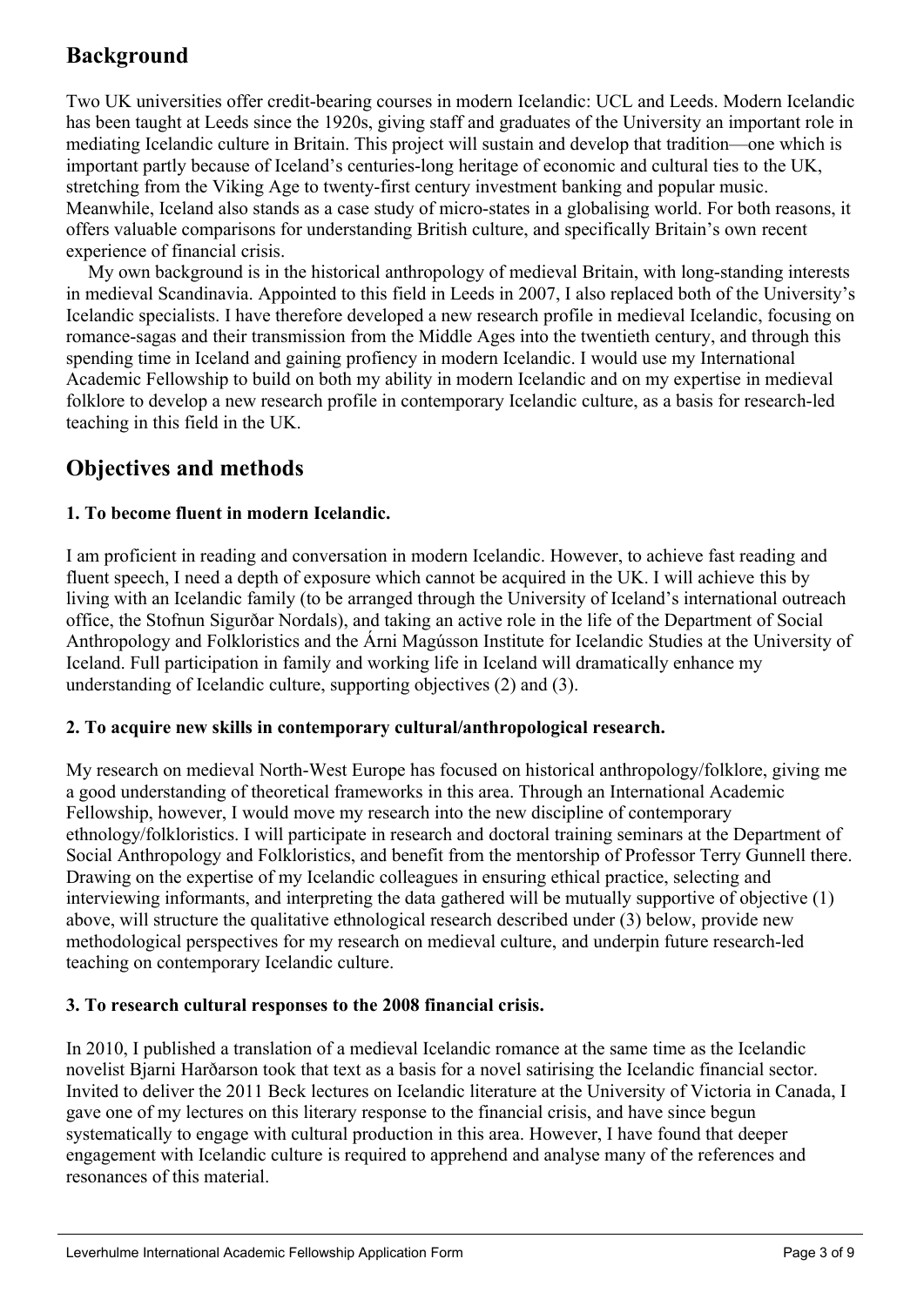## Background

Two UK universities offer credit-bearing courses in modern Icelandic: UCL and Leeds. Modern Icelandic has been taught at Leeds since the 1920s, giving staff and graduates of the University an important role in mediating Icelandic culture in Britain. This project will sustain and develop that tradition—one which is important partly because of Iceland's centuries-long heritage of economic and cultural ties to the UK, stretching from the Viking Age to twenty-first century investment banking and popular music. Meanwhile, Iceland also stands as a case study of micro-states in a globalising world. For both reasons, it offers valuable comparisons for understanding British culture, and specifically Britain's own recent experience of financial crisis.

My own background is in the historical anthropology of medieval Britain, with long-standing interests in medieval Scandinavia. Appointed to this field in Leeds in 2007, I also replaced both of the University's Icelandic specialists. I have therefore developed a new research profile in medieval Icelandic, focusing on romance-sagas and their transmission from the Middle Ages into the twentieth century, and through this spending time in Iceland and gaining profiency in modern Icelandic. I would use my International Academic Fellowship to build on both my ability in modern Icelandic and on my expertise in medieval folklore to develop a new research profile in contemporary Icelandic culture, as a basis for research-led teaching in this field in the UK.

## Objectives and methods

**1. To become fluent in modern Icelandic.**

I am proficient in reading and conversation in modern Icelandic. However, to achieve fast reading and fluent speech, I need a depth of exposure which cannot be acquired in the UK. I will achieve this by living with an Icelandic family (to be arranged through the University of Iceland's international outreach office, the Stofnun Sigurðar Nordals), and taking an active role in the life of the Department of Social Anthropology and Folkloristics and the Árni Magússon Institute for Icelandic Studies at the University of Iceland. Full participation in family and working life in Iceland will dramatically enhance my understanding of Icelandic culture, supporting objectives (2) and (3).

**2. To acquire new skills in contemporary cultural/anthropological research.**

My research on medieval North-West Europe has focused on historical anthropology/folklore, giving me a good understanding of theoretical frameworks in this area. Through an International Academic Fellowship, however, I would move my research into the new discipline of contemporary ethnology/folkloristics. I will participate in research and doctoral training seminars at the Department of Social Anthropology and Folkloristics, and benefit from the mentorship of Professor Terry Gunnell there. Drawing on the expertise of my Icelandic colleagues in ensuring ethical practice, selecting and interviewing informants, and interpreting the data gathered will be mutually supportive of objective (1) above, will structure the qualitative ethnological research described under (3) below, provide new methodological perspectives for my research on medieval culture, and underpin future research-led teaching on contemporary Icelandic culture.

**3. To research cultural responses to the 2008 financial crisis.**

In 2010, I published a translation of a medieval Icelandic romance at the same time as the Icelandic novelist Bjarni Harðarson took that text as a basis for a novel satirising the Icelandic financial sector. Invited to deliver the 2011 Beck lectures on Icelandic literature at the University of Victoria in Canada, I gave one of my lectures on this literary response to the financial crisis, and have since begun systematically to engage with cultural production in this area. However, I have found that deeper engagement with Icelandic culture is required to apprehend and analyse many of the references and resonances of this material.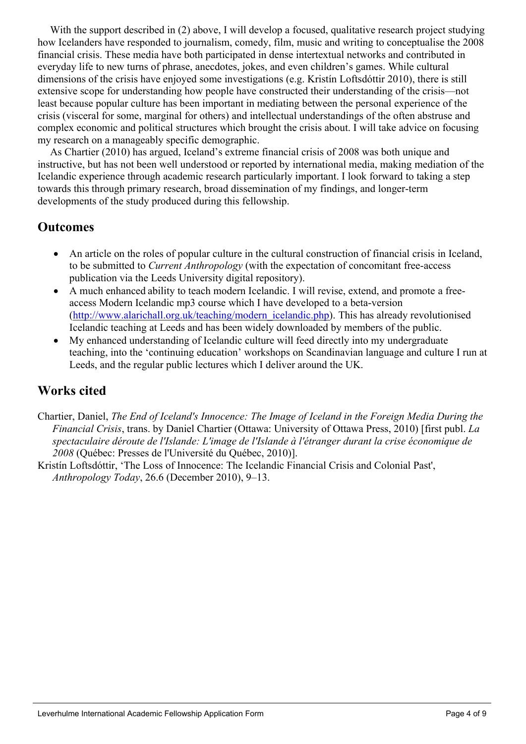With the support described in (2) above, I will develop a focused, qualitative research project studying how Icelanders have responded to journalism, comedy, film, music and writing to conceptualise the 2008 financial crisis. These media have both participated in dense intertextual networks and contributed in everyday life to new turns of phrase, anecdotes, jokes, and even children's games. While cultural dimensions of the crisis have enjoyed some investigations (e.g. Kristín Loftsdóttir 2010), there is still extensive scope for understanding how people have constructed their understanding of the crisis—not least because popular culture has been important in mediating between the personal experience of the crisis (visceral for some, marginal for others) and intellectual understandings of the often abstruse and complex economic and political structures which brought the crisis about. I will take advice on focusing my research on a manageably specific demographic.

As Chartier (2010) has argued, Iceland's extreme financial crisis of 2008 was both unique and instructive, but has not been well understood or reported by international media, making mediation of the Icelandic experience through academic research particularly important. I look forward to taking a step towards this through primary research, broad dissemination of my findings, and longer-term developments of the study produced during this fellowship.

## Outcomes

- An article on the roles of popular culture in the cultural construction of financial crisis in Iceland, to be submitted to *Current Anthropology* (with the expectation of concomitant free-access publication via the Leeds University digital repository).
- A much enhanced ability to teach modern Icelandic. I will revise, extend, and promote a free-access Modern Icelandic mp3 course which I have developed to a beta-version (http://www.alarichall.org.uk/teaching/modern_icelandic.php). This has already revolutionised Icelandic teaching at Leeds and has been widely downloaded by members of the public.
- My enhanced understanding of Icelandic culture will feed directly into my undergraduate teaching, into the 'continuing education' workshops on Scandinavian language and culture I run at Leeds, and the regular public lectures which I deliver around the UK.

## Works cited

Chartier, Daniel, *The End of Iceland's Innocence: The Image of Iceland in the Foreign Media During the Financial Crisis*, trans. by Daniel Chartier (Ottawa: University of Ottawa Press, 2010) [first publ. *La spectaculaire déroute de l'Islande: L'image de l'Islande à l'étranger durant la crise économique de 2008* (Québec: Presses de l'Université du Québec, 2010)].

Kristín Loftsdóttir, 'The Loss of Innocence: The Icelandic Financial Crisis and Colonial Past', *Anthropology Today*, 26.6 (December 2010), 9–13.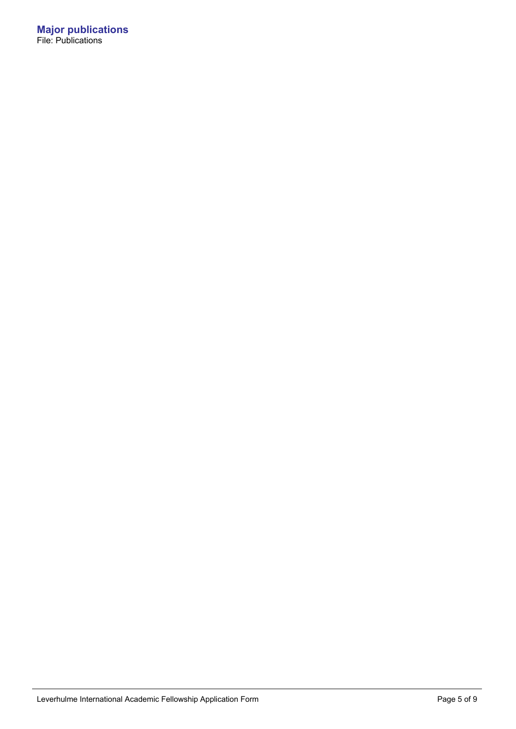## Major publications

File: Publications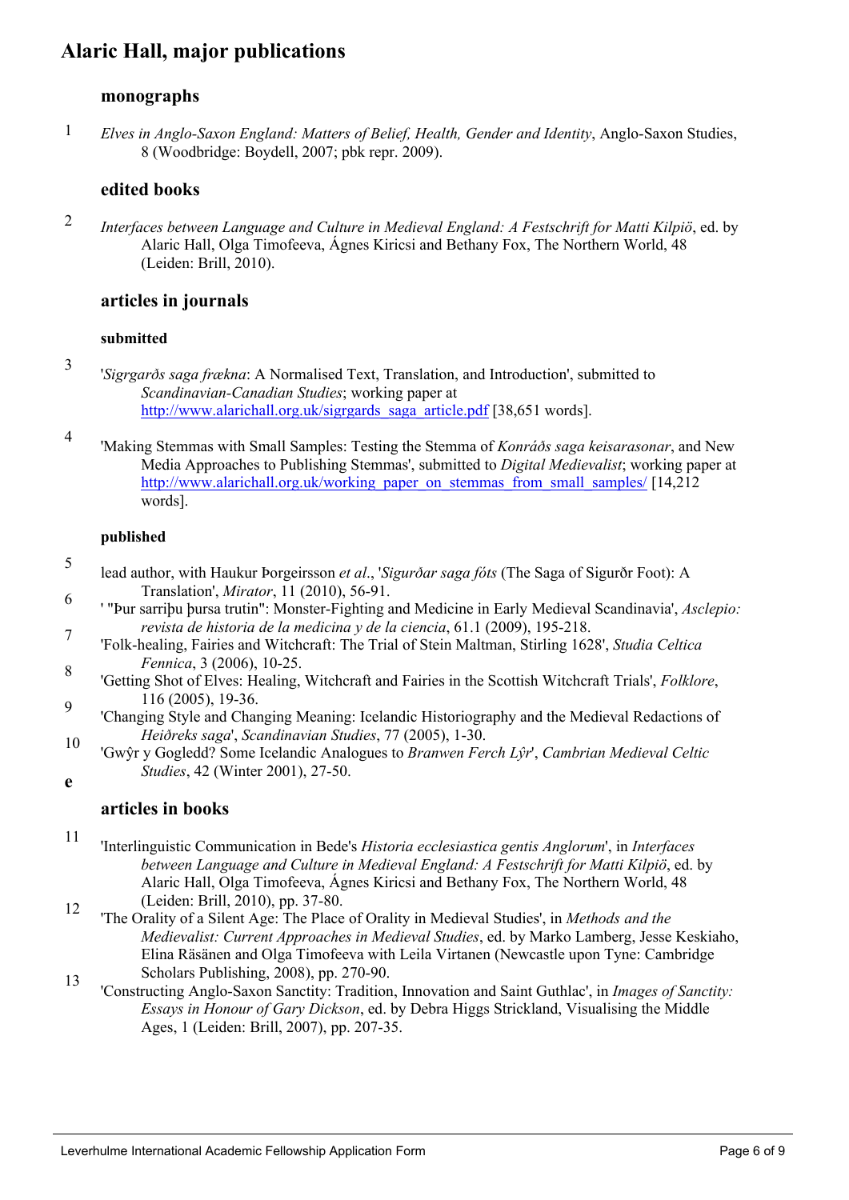# Alaric Hall, major publications

## monographs

1 *Elves in Anglo-Saxon England: Matters of Belief, Health, Gender and Identity*, Anglo-Saxon Studies, 8 (Woodbridge: Boydell, 2007; pbk repr. 2009).

## edited books

2 *Interfaces between Language and Culture in Medieval England: A Festschrift for Matti Kilpiö*, ed. by Alaric Hall, Olga Timofeeva, Ágnes Kiricsi and Bethany Fox, The Northern World, 48 (Leiden: Brill, 2010).

## articles in journals

### submitted

3 '*Sigrgarðs saga frækna*: A Normalised Text, Translation, and Introduction', submitted to *Scandinavian-Canadian Studies*; working paper at http://www.alarichall.org.uk/sigrgards_saga_article.pdf [38,651 words].

4 'Making Stemmas with Small Samples: Testing the Stemma of *Konráðs saga keisarasonar*, and New Media Approaches to Publishing Stemmas', submitted to *Digital Medievalist*; working paper at http://www.alarichall.org.uk/working_paper_on_stemmas_from_small_samples/ [14,212 words].

### published

5 lead author, with Haukur Þorgeirsson *et al*., '*Sigurðar saga fóts* (The Saga of Sigurðr Foot): A Translation', *Mirator*, 11 (2010), 56-91.

6 ' "Þur sarriþu þursa trutin": Monster-Fighting and Medicine in Early Medieval Scandinavia', *Asclepio: revista de historia de la medicina y de la ciencia*, 61.1 (2009), 195-218.

7 'Folk-healing, Fairies and Witchcraft: The Trial of Stein Maltman, Stirling 1628', *Studia Celtica Fennica*, 3 (2006), 10-25.

8 'Getting Shot of Elves: Healing, Witchcraft and Fairies in the Scottish Witchcraft Trials', *Folklore*, 116 (2005), 19-36.

9 'Changing Style and Changing Meaning: Icelandic Historiography and the Medieval Redactions of *Heiðreks saga*', *Scandinavian Studies*, 77 (2005), 1-30.

10 'Gwŷr y Gogledd? Some Icelandic Analogues to *Branwen Ferch Lŷr*', *Cambrian Medieval Celtic Studies*, 42 (Winter 2001), 27-50.

e

## articles in books

11 'Interlinguistic Communication in Bede's *Historia ecclesiastica gentis Anglorum*', in *Interfaces between Language and Culture in Medieval England: A Festschrift for Matti Kilpiö*, ed. by Alaric Hall, Olga Timofeeva, Ágnes Kiricsi and Bethany Fox, The Northern World, 48 (Leiden: Brill, 2010), pp. 37-80.

12 'The Orality of a Silent Age: The Place of Orality in Medieval Studies', in *Methods and the Medievalist: Current Approaches in Medieval Studies*, ed. by Marko Lamberg, Jesse Keskiaho, Elina Räsänen and Olga Timofeeva with Leila Virtanen (Newcastle upon Tyne: Cambridge Scholars Publishing, 2008), pp. 270-90.

13 'Constructing Anglo-Saxon Sanctity: Tradition, Innovation and Saint Guthlac', in *Images of Sanctity: Essays in Honour of Gary Dickson*, ed. by Debra Higgs Strickland, Visualising the Middle Ages, 1 (Leiden: Brill, 2007), pp. 207-35.

Leverhulme International Academic Fellowship Application Form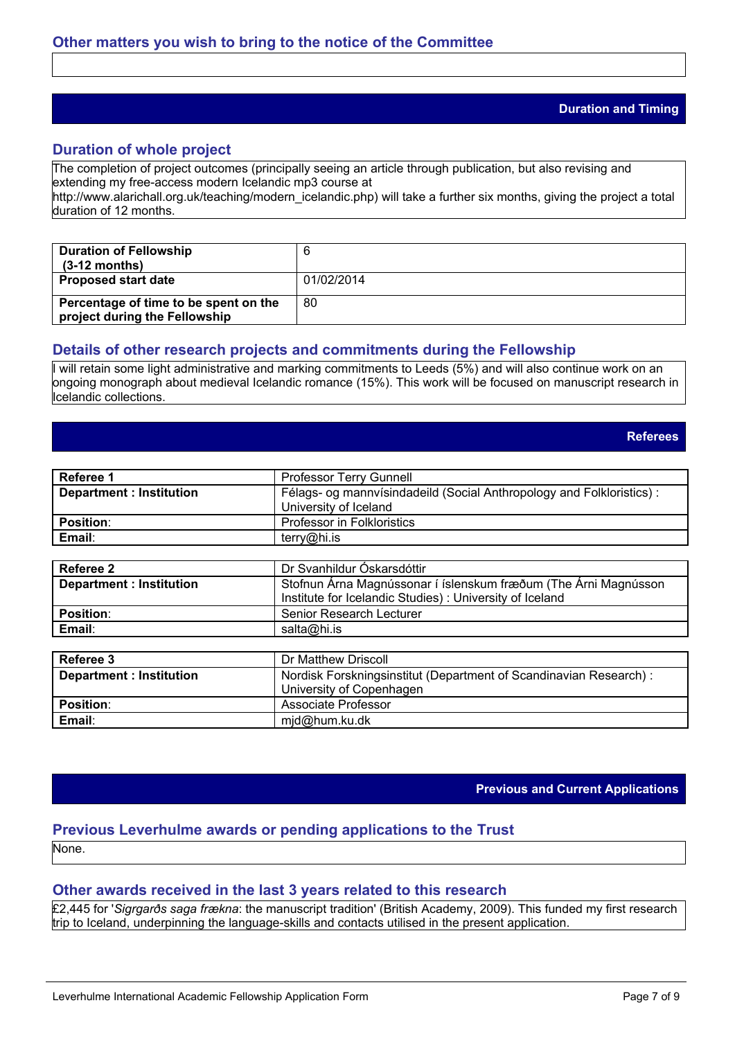## Other matters you wish to bring to the notice of the Committee

# Duration and Timing

## Duration of whole project

The completion of project outcomes (principally seeing an article through publication, but also revising and extending my free-access modern Icelandic mp3 course at http://www.alarichall.org.uk/teaching/modern_icelandic.php) will take a further six months, giving the project a total duration of 12 months.

| | |
|---|---|
| **Duration of Fellowship (3-12 months)** | 6 |
| **Proposed start date** | 01/02/2014 |
| **Percentage of time to be spent on the project during the Fellowship** | 80 |

## Details of other research projects and commitments during the Fellowship

I will retain some light administrative and marking commitments to Leeds (5%) and will also continue work on an ongoing monograph about medieval Icelandic romance (15%). This work will be focused on manuscript research in Icelandic collections.

# Referees

| | |
|---|---|
| **Referee 1** | Professor Terry Gunnell |
| **Department : Institution** | Félags- og mannvísindadeild (Social Anthropology and Folkloristics) : University of Iceland |
| **Position**: | Professor in Folkloristics |
| **Email**: | terry@hi.is |

| | |
|---|---|
| **Referee 2** | Dr Svanhildur Óskarsdóttir |
| **Department : Institution** | Stofnun Árna Magnússonar í íslenskum fræðum (The Árni Magnússon Institute for Icelandic Studies) : University of Iceland |
| **Position**: | Senior Research Lecturer |
| **Email**: | salta@hi.is |

| | |
|---|---|
| **Referee 3** | Dr Matthew Driscoll |
| **Department : Institution** | Nordisk Forskningsinstitut (Department of Scandinavian Research) : University of Copenhagen |
| **Position**: | Associate Professor |
| **Email**: | mjd@hum.ku.dk |

# Previous and Current Applications

## Previous Leverhulme awards or pending applications to the Trust

None.

## Other awards received in the last 3 years related to this research

£2,445 for '*Sigrgarðs saga frækna*: the manuscript tradition' (British Academy, 2009). This funded my first research trip to Iceland, underpinning the language-skills and contacts utilised in the present application.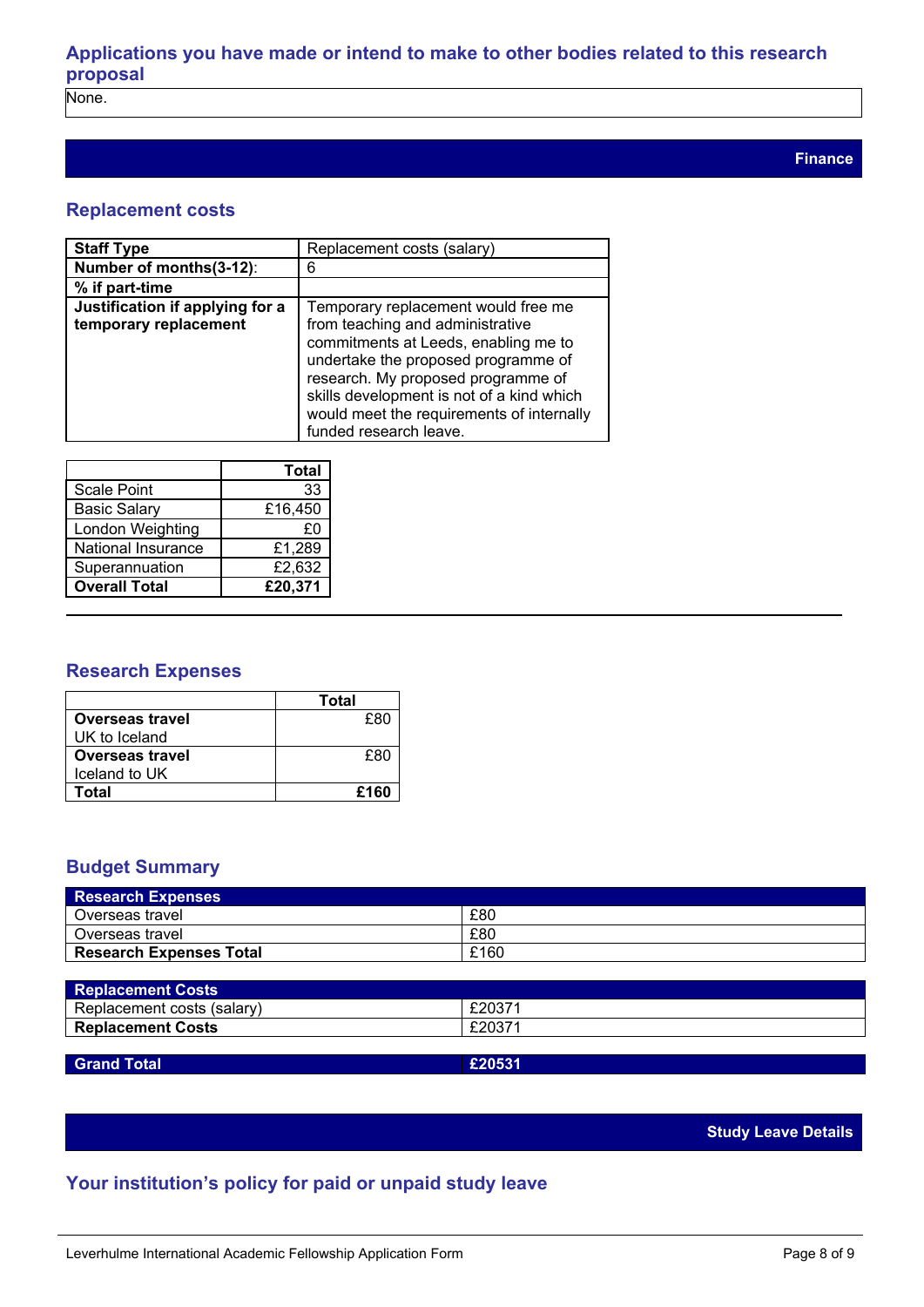### Applications you have made or intend to make to other bodies related to this research proposal

None.

## Finance

### Replacement costs

| **Staff Type** | Replacement costs (salary) |
|---|---|
| **Number of months(3-12)**: | 6 |
| **% if part-time** | |
| **Justification if applying for a temporary replacement** | Temporary replacement would free me from teaching and administrative commitments at Leeds, enabling me to undertake the proposed programme of research. My proposed programme of skills development is not of a kind which would meet the requirements of internally funded research leave. |

| | **Total** |
|---|---:|
| Scale Point | 33 |
| Basic Salary | £16,450 |
| London Weighting | £0 |
| National Insurance | £1,289 |
| Superannuation | £2,632 |
| **Overall Total** | **£20,371** |

### Research Expenses

| | **Total** |
|---|---:|
| **Overseas travel** UK to Iceland | £80 |
| **Overseas travel** Iceland to UK | £80 |
| **Total** | **£160** |

### Budget Summary

| **Research Expenses** | |
|---|---|
| Overseas travel | £80 |
| Overseas travel | £80 |
| **Research Expenses Total** | £160 |

| **Replacement Costs** | |
|---|---|
| Replacement costs (salary) | £20371 |
| **Replacement Costs** | £20371 |

| **Grand Total** | **£20531** |
|---|---|

## Study Leave Details

### Your institution's policy for paid or unpaid study leave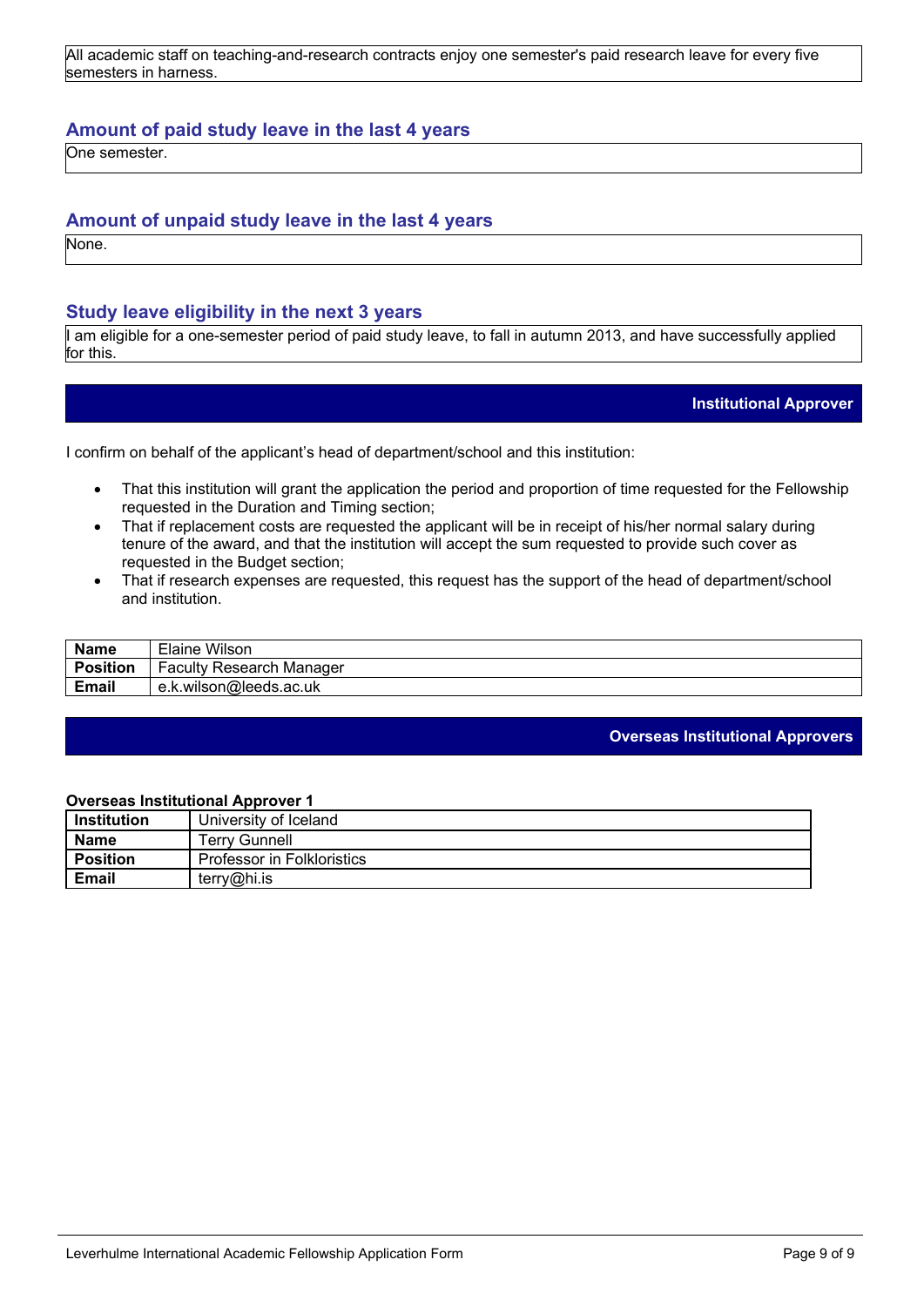All academic staff on teaching-and-research contracts enjoy one semester's paid research leave for every five semesters in harness.

### Amount of paid study leave in the last 4 years

One semester.

### Amount of unpaid study leave in the last 4 years

None.

### Study leave eligibility in the next 3 years

I am eligible for a one-semester period of paid study leave, to fall in autumn 2013, and have successfully applied for this.

## Institutional Approver

I confirm on behalf of the applicant's head of department/school and this institution:

- That this institution will grant the application the period and proportion of time requested for the Fellowship requested in the Duration and Timing section;
- That if replacement costs are requested the applicant will be in receipt of his/her normal salary during tenure of the award, and that the institution will accept the sum requested to provide such cover as requested in the Budget section;
- That if research expenses are requested, this request has the support of the head of department/school and institution.

| | |
|---|---|
| **Name** | Elaine Wilson |
| **Position** | Faculty Research Manager |
| **Email** | e.k.wilson@leeds.ac.uk |

## Overseas Institutional Approvers

**Overseas Institutional Approver 1**

| | |
|---|---|
| **Institution** | University of Iceland |
| **Name** | Terry Gunnell |
| **Position** | Professor in Folkloristics |
| **Email** | terry@hi.is |